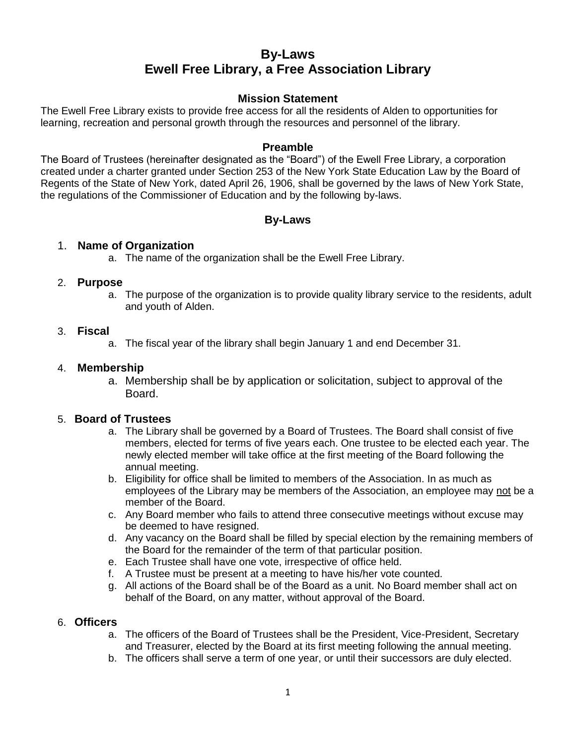# By-Laws
# Ewell Free Library, a Free Association Library

### Mission Statement

The Ewell Free Library exists to provide free access for all the residents of Alden to opportunities for learning, recreation and personal growth through the resources and personnel of the library.

### Preamble

The Board of Trustees (hereinafter designated as the "Board") of the Ewell Free Library, a corporation created under a charter granted under Section 253 of the New York State Education Law by the Board of Regents of the State of New York, dated April 26, 1906, shall be governed by the laws of New York State, the regulations of the Commissioner of Education and by the following by-laws.

### By-Laws

1. **Name of Organization**
   a. The name of the organization shall be the Ewell Free Library.

2. **Purpose**
   a. The purpose of the organization is to provide quality library service to the residents, adult and youth of Alden.

3. **Fiscal**
   a. The fiscal year of the library shall begin January 1 and end December 31.

4. **Membership**
   a. Membership shall be by application or solicitation, subject to approval of the Board.

5. **Board of Trustees**
   a. The Library shall be governed by a Board of Trustees. The Board shall consist of five members, elected for terms of five years each. One trustee to be elected each year. The newly elected member will take office at the first meeting of the Board following the annual meeting.
   b. Eligibility for office shall be limited to members of the Association. In as much as employees of the Library may be members of the Association, an employee may <u>not</u> be a member of the Board.
   c. Any Board member who fails to attend three consecutive meetings without excuse may be deemed to have resigned.
   d. Any vacancy on the Board shall be filled by special election by the remaining members of the Board for the remainder of the term of that particular position.
   e. Each Trustee shall have one vote, irrespective of office held.
   f. A Trustee must be present at a meeting to have his/her vote counted.
   g. All actions of the Board shall be of the Board as a unit. No Board member shall act on behalf of the Board, on any matter, without approval of the Board.

6. **Officers**
   a. The officers of the Board of Trustees shall be the President, Vice-President, Secretary and Treasurer, elected by the Board at its first meeting following the annual meeting.
   b. The officers shall serve a term of one year, or until their successors are duly elected.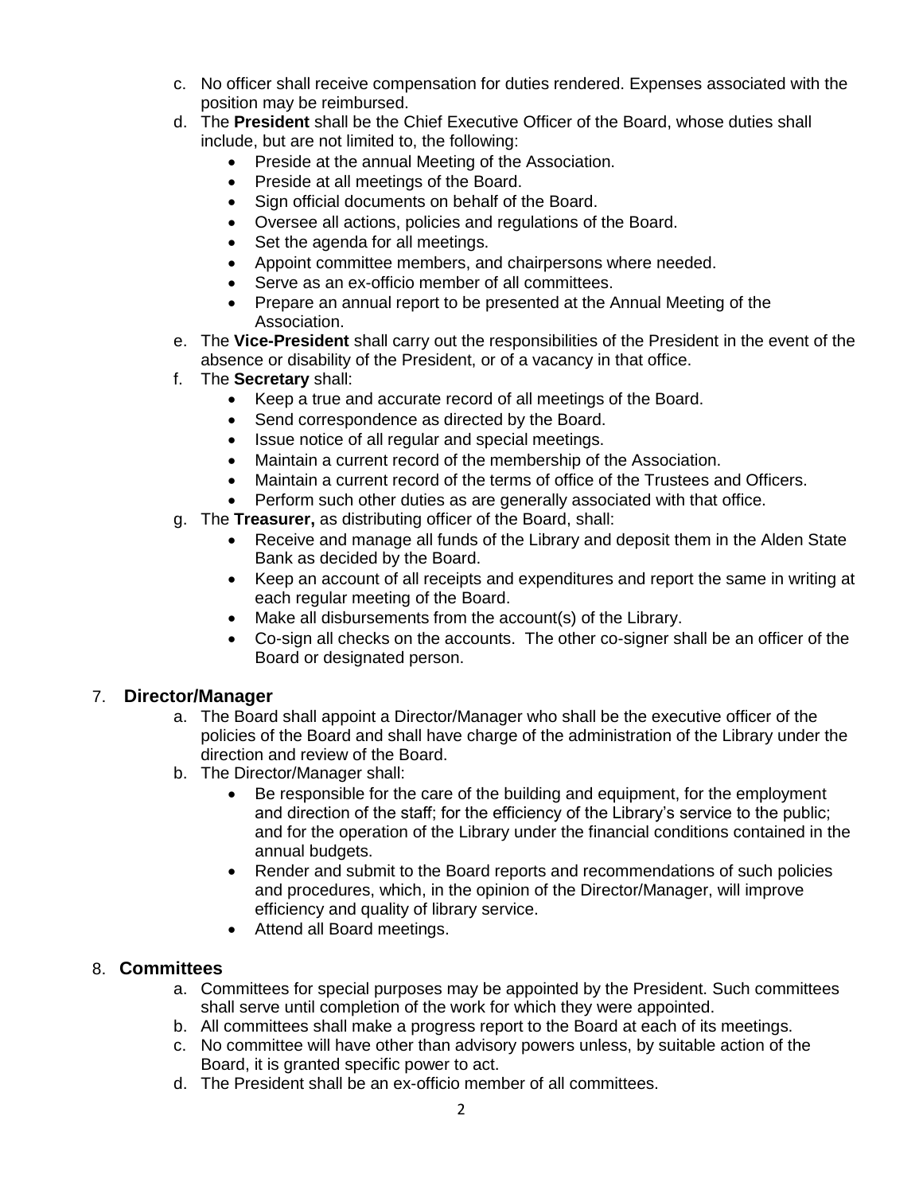c. No officer shall receive compensation for duties rendered. Expenses associated with the position may be reimbursed.

d. The **President** shall be the Chief Executive Officer of the Board, whose duties shall include, but are not limited to, the following:
   - Preside at the annual Meeting of the Association.
   - Preside at all meetings of the Board.
   - Sign official documents on behalf of the Board.
   - Oversee all actions, policies and regulations of the Board.
   - Set the agenda for all meetings.
   - Appoint committee members, and chairpersons where needed.
   - Serve as an ex-officio member of all committees.
   - Prepare an annual report to be presented at the Annual Meeting of the Association.

e. The **Vice-President** shall carry out the responsibilities of the President in the event of the absence or disability of the President, or of a vacancy in that office.

f. The **Secretary** shall:
   - Keep a true and accurate record of all meetings of the Board.
   - Send correspondence as directed by the Board.
   - Issue notice of all regular and special meetings.
   - Maintain a current record of the membership of the Association.
   - Maintain a current record of the terms of office of the Trustees and Officers.
   - Perform such other duties as are generally associated with that office.

g. The **Treasurer,** as distributing officer of the Board, shall:
   - Receive and manage all funds of the Library and deposit them in the Alden State Bank as decided by the Board.
   - Keep an account of all receipts and expenditures and report the same in writing at each regular meeting of the Board.
   - Make all disbursements from the account(s) of the Library.
   - Co-sign all checks on the accounts. The other co-signer shall be an officer of the Board or designated person.

## 7. Director/Manager

a. The Board shall appoint a Director/Manager who shall be the executive officer of the policies of the Board and shall have charge of the administration of the Library under the direction and review of the Board.

b. The Director/Manager shall:
   - Be responsible for the care of the building and equipment, for the employment and direction of the staff; for the efficiency of the Library's service to the public; and for the operation of the Library under the financial conditions contained in the annual budgets.
   - Render and submit to the Board reports and recommendations of such policies and procedures, which, in the opinion of the Director/Manager, will improve efficiency and quality of library service.
   - Attend all Board meetings.

## 8. Committees

a. Committees for special purposes may be appointed by the President. Such committees shall serve until completion of the work for which they were appointed.

b. All committees shall make a progress report to the Board at each of its meetings.

c. No committee will have other than advisory powers unless, by suitable action of the Board, it is granted specific power to act.

d. The President shall be an ex-officio member of all committees.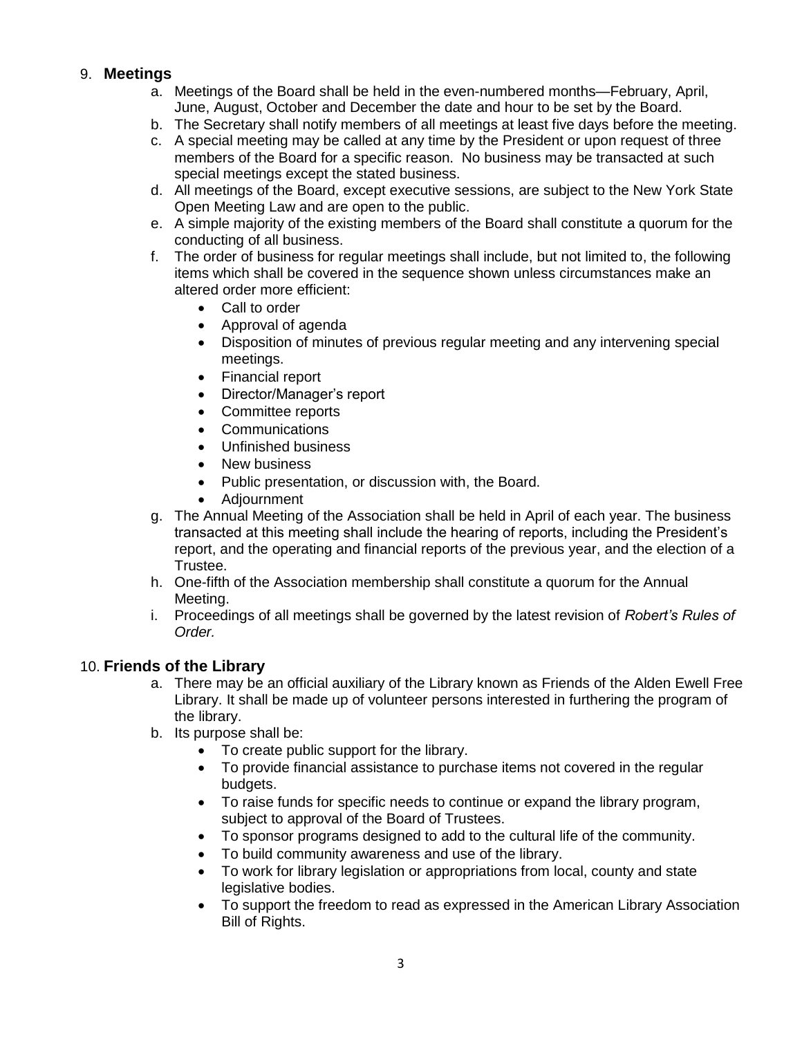9. **Meetings**

   a. Meetings of the Board shall be held in the even-numbered months—February, April, June, August, October and December the date and hour to be set by the Board.
   b. The Secretary shall notify members of all meetings at least five days before the meeting.
   c. A special meeting may be called at any time by the President or upon request of three members of the Board for a specific reason. No business may be transacted at such special meetings except the stated business.
   d. All meetings of the Board, except executive sessions, are subject to the New York State Open Meeting Law and are open to the public.
   e. A simple majority of the existing members of the Board shall constitute a quorum for the conducting of all business.
   f. The order of business for regular meetings shall include, but not limited to, the following items which shall be covered in the sequence shown unless circumstances make an altered order more efficient:
      - Call to order
      - Approval of agenda
      - Disposition of minutes of previous regular meeting and any intervening special meetings.
      - Financial report
      - Director/Manager's report
      - Committee reports
      - Communications
      - Unfinished business
      - New business
      - Public presentation, or discussion with, the Board.
      - Adjournment
   g. The Annual Meeting of the Association shall be held in April of each year. The business transacted at this meeting shall include the hearing of reports, including the President's report, and the operating and financial reports of the previous year, and the election of a Trustee.
   h. One-fifth of the Association membership shall constitute a quorum for the Annual Meeting.
   i. Proceedings of all meetings shall be governed by the latest revision of *Robert's Rules of Order.*

10. **Friends of the Library**

   a. There may be an official auxiliary of the Library known as Friends of the Alden Ewell Free Library. It shall be made up of volunteer persons interested in furthering the program of the library.
   b. Its purpose shall be:
      - To create public support for the library.
      - To provide financial assistance to purchase items not covered in the regular budgets.
      - To raise funds for specific needs to continue or expand the library program, subject to approval of the Board of Trustees.
      - To sponsor programs designed to add to the cultural life of the community.
      - To build community awareness and use of the library.
      - To work for library legislation or appropriations from local, county and state legislative bodies.
      - To support the freedom to read as expressed in the American Library Association Bill of Rights.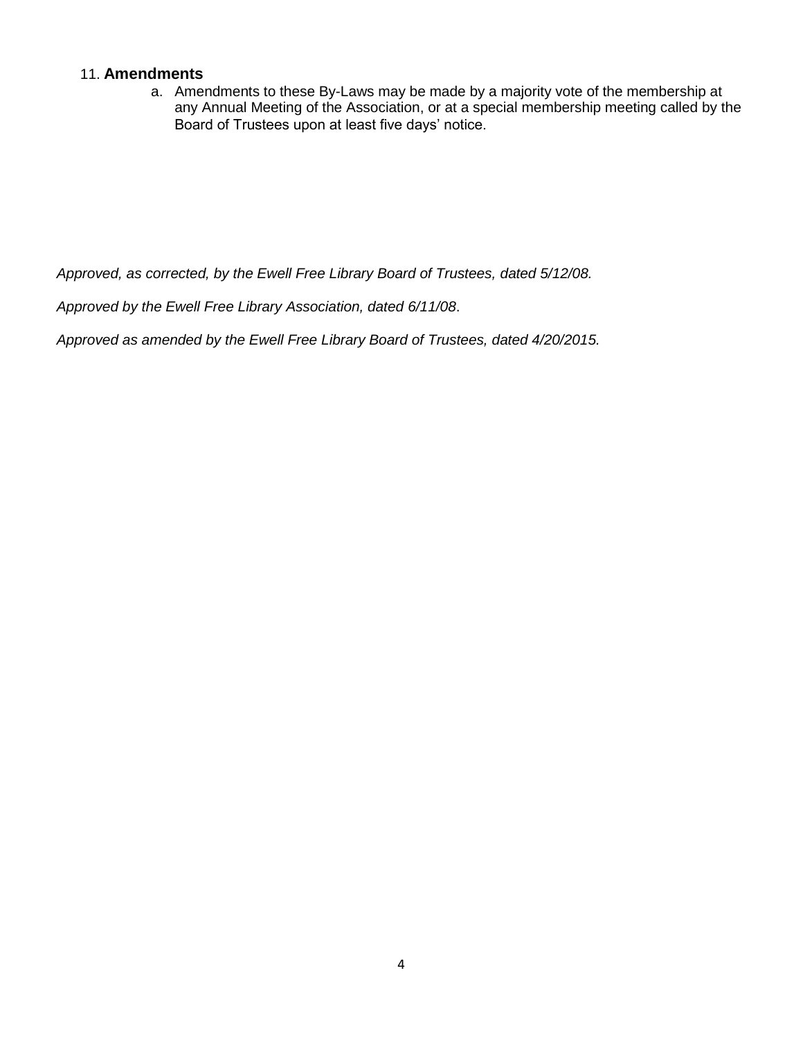11. **Amendments**

a. Amendments to these By-Laws may be made by a majority vote of the membership at any Annual Meeting of the Association, or at a special membership meeting called by the Board of Trustees upon at least five days' notice.

*Approved, as corrected, by the Ewell Free Library Board of Trustees, dated 5/12/08.*

*Approved by the Ewell Free Library Association, dated 6/11/08*.

*Approved as amended by the Ewell Free Library Board of Trustees, dated 4/20/2015.*